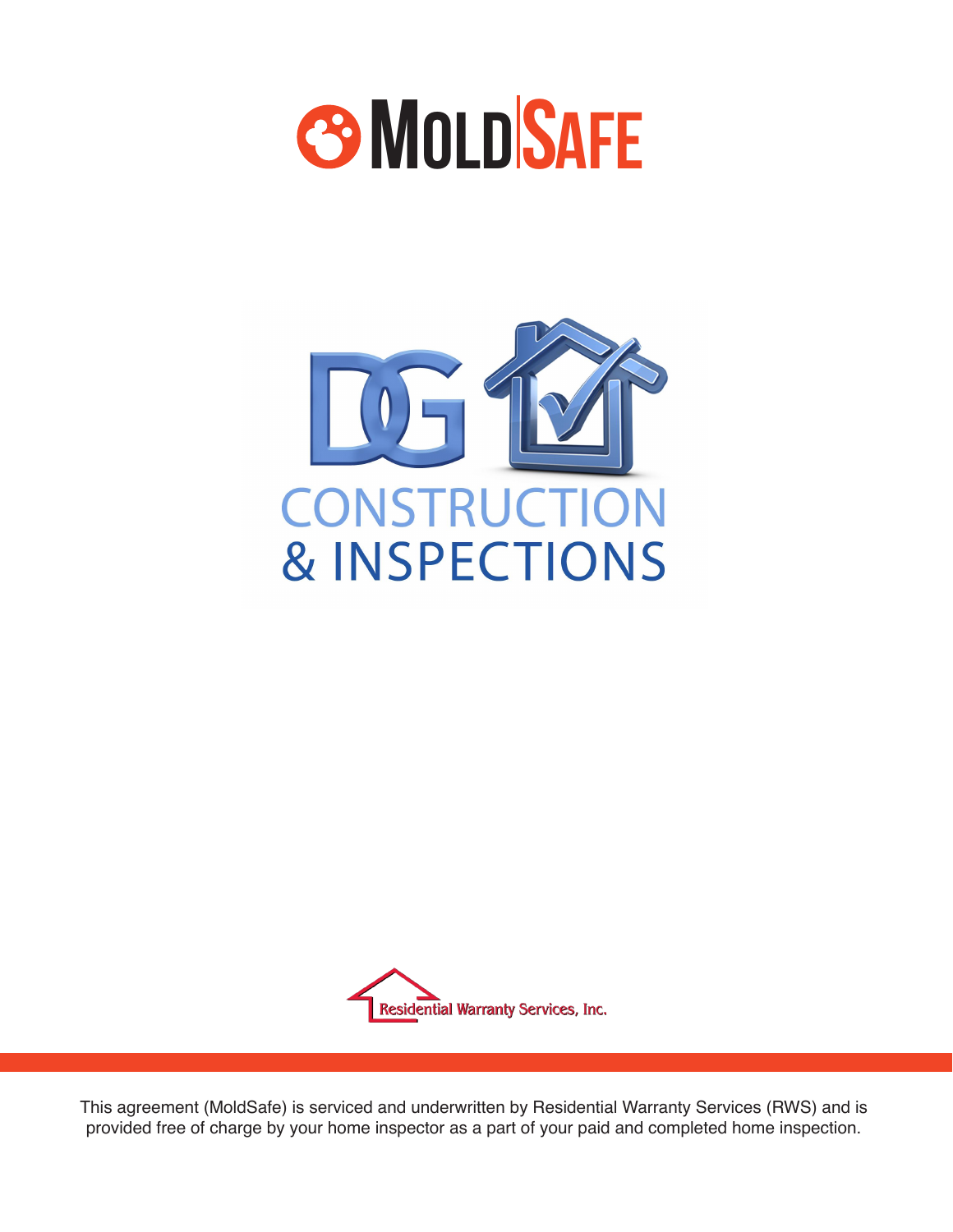# MOLDSAFE

DG

CONSTRUCTION
& INSPECTIONS

Residential Warranty Services, Inc.

This agreement (MoldSafe) is serviced and underwritten by Residential Warranty Services (RWS) and is provided free of charge by your home inspector as a part of your paid and completed home inspection.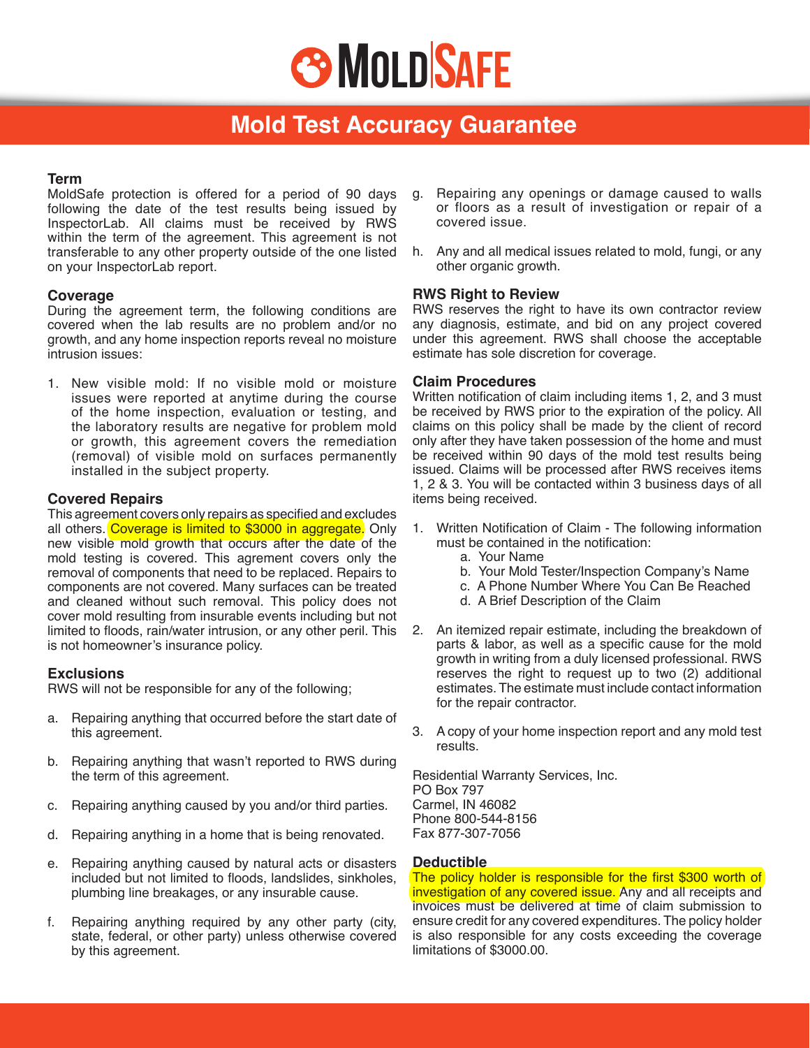# MoldSafe

## Mold Test Accuracy Guarantee

### Term

MoldSafe protection is offered for a period of 90 days following the date of the test results being issued by InspectorLab. All claims must be received by RWS within the term of the agreement. This agreement is not transferable to any other property outside of the one listed on your InspectorLab report.

### Coverage

During the agreement term, the following conditions are covered when the lab results are no problem and/or no growth, and any home inspection reports reveal no moisture intrusion issues:

1. New visible mold: If no visible mold or moisture issues were reported at anytime during the course of the home inspection, evaluation or testing, and the laboratory results are negative for problem mold or growth, this agreement covers the remediation (removal) of visible mold on surfaces permanently installed in the subject property.

### Covered Repairs

This agreement covers only repairs as specified and excludes all others. Coverage is limited to $3000 in aggregate. Only new visible mold growth that occurs after the date of the mold testing is covered. This agrement covers only the removal of components that need to be replaced. Repairs to components are not covered. Many surfaces can be treated and cleaned without such removal. This policy does not cover mold resulting from insurable events including but not limited to floods, rain/water intrusion, or any other peril. This is not homeowner's insurance policy.

### Exclusions

RWS will not be responsible for any of the following;

a. Repairing anything that occurred before the start date of this agreement.

b. Repairing anything that wasn't reported to RWS during the term of this agreement.

c. Repairing anything caused by you and/or third parties.

d. Repairing anything in a home that is being renovated.

e. Repairing anything caused by natural acts or disasters included but not limited to floods, landslides, sinkholes, plumbing line breakages, or any insurable cause.

f. Repairing anything required by any other party (city, state, federal, or other party) unless otherwise covered by this agreement.

g. Repairing any openings or damage caused to walls or floors as a result of investigation or repair of a covered issue.

h. Any and all medical issues related to mold, fungi, or any other organic growth.

### RWS Right to Review

RWS reserves the right to have its own contractor review any diagnosis, estimate, and bid on any project covered under this agreement. RWS shall choose the acceptable estimate has sole discretion for coverage.

### Claim Procedures

Written notification of claim including items 1, 2, and 3 must be received by RWS prior to the expiration of the policy. All claims on this policy shall be made by the client of record only after they have taken possession of the home and must be received within 90 days of the mold test results being issued. Claims will be processed after RWS receives items 1, 2 & 3. You will be contacted within 3 business days of all items being received.

1. Written Notification of Claim - The following information must be contained in the notification:
   a. Your Name
   b. Your Mold Tester/Inspection Company's Name
   c. A Phone Number Where You Can Be Reached
   d. A Brief Description of the Claim

2. An itemized repair estimate, including the breakdown of parts & labor, as well as a specific cause for the mold growth in writing from a duly licensed professional. RWS reserves the right to request up to two (2) additional estimates. The estimate must include contact information for the repair contractor.

3. A copy of your home inspection report and any mold test results.

Residential Warranty Services, Inc.
PO Box 797
Carmel, IN 46082
Phone 800-544-8156
Fax 877-307-7056

### Deductible

The policy holder is responsible for the first $300 worth of investigation of any covered issue. Any and all receipts and invoices must be delivered at time of claim submission to ensure credit for any covered expenditures. The policy holder is also responsible for any costs exceeding the coverage limitations of $3000.00.